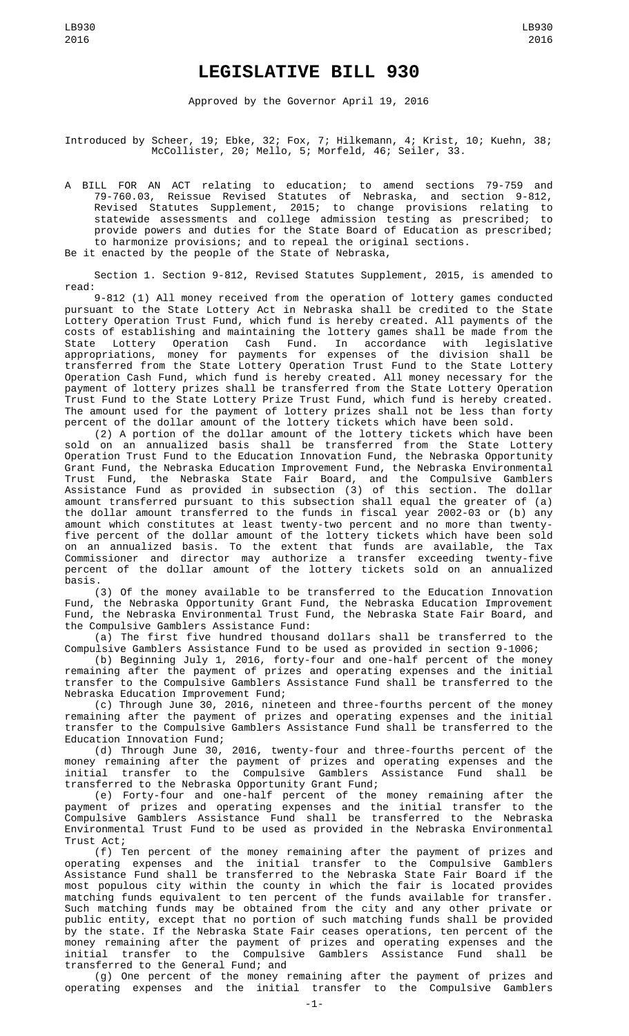# LEGISLATIVE BILL 930

Approved by the Governor April 19, 2016

Introduced by Scheer, 19; Ebke, 32; Fox, 7; Hilkemann, 4; Krist, 10; Kuehn, 38; McCollister, 20; Mello, 5; Morfeld, 46; Seiler, 33.

A BILL FOR AN ACT relating to education; to amend sections 79-759 and 79-760.03, Reissue Revised Statutes of Nebraska, and section 9-812, Revised Statutes Supplement, 2015; to change provisions relating to statewide assessments and college admission testing as prescribed; to provide powers and duties for the State Board of Education as prescribed; to harmonize provisions; and to repeal the original sections.

Be it enacted by the people of the State of Nebraska,

Section 1. Section 9-812, Revised Statutes Supplement, 2015, is amended to read:

9-812 (1) All money received from the operation of lottery games conducted pursuant to the State Lottery Act in Nebraska shall be credited to the State Lottery Operation Trust Fund, which fund is hereby created. All payments of the costs of establishing and maintaining the lottery games shall be made from the State Lottery Operation Cash Fund. In accordance with legislative appropriations, money for payments for expenses of the division shall be transferred from the State Lottery Operation Trust Fund to the State Lottery Operation Cash Fund, which fund is hereby created. All money necessary for the payment of lottery prizes shall be transferred from the State Lottery Operation Trust Fund to the State Lottery Prize Trust Fund, which fund is hereby created. The amount used for the payment of lottery prizes shall not be less than forty percent of the dollar amount of the lottery tickets which have been sold.

(2) A portion of the dollar amount of the lottery tickets which have been sold on an annualized basis shall be transferred from the State Lottery Operation Trust Fund to the Education Innovation Fund, the Nebraska Opportunity Grant Fund, the Nebraska Education Improvement Fund, the Nebraska Environmental Trust Fund, the Nebraska State Fair Board, and the Compulsive Gamblers Assistance Fund as provided in subsection (3) of this section. The dollar amount transferred pursuant to this subsection shall equal the greater of (a) the dollar amount transferred to the funds in fiscal year 2002-03 or (b) any amount which constitutes at least twenty-two percent and no more than twenty-five percent of the dollar amount of the lottery tickets which have been sold on an annualized basis. To the extent that funds are available, the Tax Commissioner and director may authorize a transfer exceeding twenty-five percent of the dollar amount of the lottery tickets sold on an annualized basis.

(3) Of the money available to be transferred to the Education Innovation Fund, the Nebraska Opportunity Grant Fund, the Nebraska Education Improvement Fund, the Nebraska Environmental Trust Fund, the Nebraska State Fair Board, and the Compulsive Gamblers Assistance Fund:

(a) The first five hundred thousand dollars shall be transferred to the Compulsive Gamblers Assistance Fund to be used as provided in section 9-1006;

(b) Beginning July 1, 2016, forty-four and one-half percent of the money remaining after the payment of prizes and operating expenses and the initial transfer to the Compulsive Gamblers Assistance Fund shall be transferred to the Nebraska Education Improvement Fund;

(c) Through June 30, 2016, nineteen and three-fourths percent of the money remaining after the payment of prizes and operating expenses and the initial transfer to the Compulsive Gamblers Assistance Fund shall be transferred to the Education Innovation Fund;

(d) Through June 30, 2016, twenty-four and three-fourths percent of the money remaining after the payment of prizes and operating expenses and the initial transfer to the Compulsive Gamblers Assistance Fund shall be transferred to the Nebraska Opportunity Grant Fund;

(e) Forty-four and one-half percent of the money remaining after the payment of prizes and operating expenses and the initial transfer to the Compulsive Gamblers Assistance Fund shall be transferred to the Nebraska Environmental Trust Fund to be used as provided in the Nebraska Environmental Trust Act;

(f) Ten percent of the money remaining after the payment of prizes and operating expenses and the initial transfer to the Compulsive Gamblers Assistance Fund shall be transferred to the Nebraska State Fair Board if the most populous city within the county in which the fair is located provides matching funds equivalent to ten percent of the funds available for transfer. Such matching funds may be obtained from the city and any other private or public entity, except that no portion of such matching funds shall be provided by the state. If the Nebraska State Fair ceases operations, ten percent of the money remaining after the payment of prizes and operating expenses and the initial transfer to the Compulsive Gamblers Assistance Fund shall be transferred to the General Fund; and

(g) One percent of the money remaining after the payment of prizes and operating expenses and the initial transfer to the Compulsive Gamblers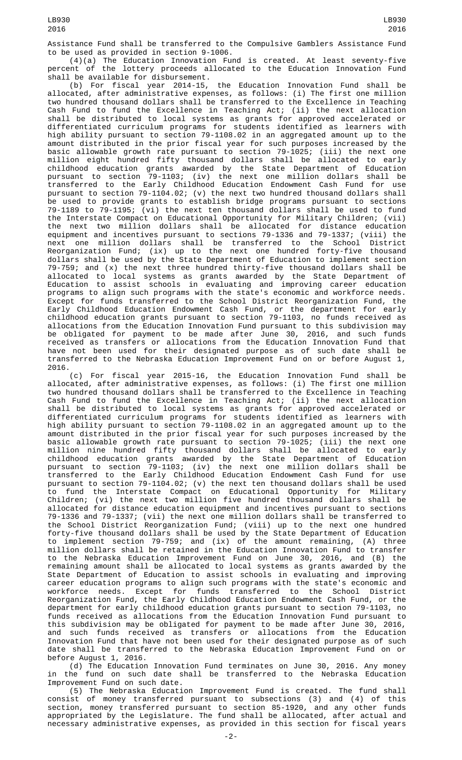Assistance Fund shall be transferred to the Compulsive Gamblers Assistance Fund to be used as provided in section 9-1006.

(4)(a) The Education Innovation Fund is created. At least seventy-five percent of the lottery proceeds allocated to the Education Innovation Fund shall be available for disbursement.

(b) For fiscal year 2014-15, the Education Innovation Fund shall be allocated, after administrative expenses, as follows: (i) The first one million two hundred thousand dollars shall be transferred to the Excellence in Teaching Cash Fund to fund the Excellence in Teaching Act; (ii) the next allocation shall be distributed to local systems as grants for approved accelerated or differentiated curriculum programs for students identified as learners with high ability pursuant to section 79-1108.02 in an aggregated amount up to the amount distributed in the prior fiscal year for such purposes increased by the basic allowable growth rate pursuant to section 79-1025; (iii) the next one million eight hundred fifty thousand dollars shall be allocated to early childhood education grants awarded by the State Department of Education pursuant to section 79-1103; (iv) the next one million dollars shall be transferred to the Early Childhood Education Endowment Cash Fund for use pursuant to section 79-1104.02; (v) the next two hundred thousand dollars shall be used to provide grants to establish bridge programs pursuant to sections 79-1189 to 79-1195; (vi) the next ten thousand dollars shall be used to fund the Interstate Compact on Educational Opportunity for Military Children; (vii) the next two million dollars shall be allocated for distance education equipment and incentives pursuant to sections 79-1336 and 79-1337; (viii) the next one million dollars shall be transferred to the School District Reorganization Fund; (ix) up to the next one hundred forty-five thousand dollars shall be used by the State Department of Education to implement section 79-759; and (x) the next three hundred thirty-five thousand dollars shall be allocated to local systems as grants awarded by the State Department of Education to assist schools in evaluating and improving career education programs to align such programs with the state's economic and workforce needs. Except for funds transferred to the School District Reorganization Fund, the Early Childhood Education Endowment Cash Fund, or the department for early childhood education grants pursuant to section 79-1103, no funds received as allocations from the Education Innovation Fund pursuant to this subdivision may be obligated for payment to be made after June 30, 2016, and such funds received as transfers or allocations from the Education Innovation Fund that have not been used for their designated purpose as of such date shall be transferred to the Nebraska Education Improvement Fund on or before August 1, 2016.

(c) For fiscal year 2015-16, the Education Innovation Fund shall be allocated, after administrative expenses, as follows: (i) The first one million two hundred thousand dollars shall be transferred to the Excellence in Teaching Cash Fund to fund the Excellence in Teaching Act; (ii) the next allocation shall be distributed to local systems as grants for approved accelerated or differentiated curriculum programs for students identified as learners with high ability pursuant to section 79-1108.02 in an aggregated amount up to the amount distributed in the prior fiscal year for such purposes increased by the basic allowable growth rate pursuant to section 79-1025; (iii) the next one million nine hundred fifty thousand dollars shall be allocated to early childhood education grants awarded by the State Department of Education pursuant to section 79-1103; (iv) the next one million dollars shall be transferred to the Early Childhood Education Endowment Cash Fund for use pursuant to section 79-1104.02; (v) the next ten thousand dollars shall be used to fund the Interstate Compact on Educational Opportunity for Military Children; (vi) the next two million five hundred thousand dollars shall be allocated for distance education equipment and incentives pursuant to sections 79-1336 and 79-1337; (vii) the next one million dollars shall be transferred to the School District Reorganization Fund; (viii) up to the next one hundred forty-five thousand dollars shall be used by the State Department of Education to implement section 79-759; and (ix) of the amount remaining, (A) three million dollars shall be retained in the Education Innovation Fund to transfer to the Nebraska Education Improvement Fund on June 30, 2016, and (B) the remaining amount shall be allocated to local systems as grants awarded by the State Department of Education to assist schools in evaluating and improving career education programs to align such programs with the state's economic and workforce needs. Except for funds transferred to the School District Reorganization Fund, the Early Childhood Education Endowment Cash Fund, or the department for early childhood education grants pursuant to section 79-1103, no funds received as allocations from the Education Innovation Fund pursuant to this subdivision may be obligated for payment to be made after June 30, 2016, and such funds received as transfers or allocations from the Education Innovation Fund that have not been used for their designated purpose as of such date shall be transferred to the Nebraska Education Improvement Fund on or before August 1, 2016.

(d) The Education Innovation Fund terminates on June 30, 2016. Any money in the fund on such date shall be transferred to the Nebraska Education Improvement Fund on such date.

(5) The Nebraska Education Improvement Fund is created. The fund shall consist of money transferred pursuant to subsections (3) and (4) of this section, money transferred pursuant to section 85-1920, and any other funds appropriated by the Legislature. The fund shall be allocated, after actual and necessary administrative expenses, as provided in this section for fiscal years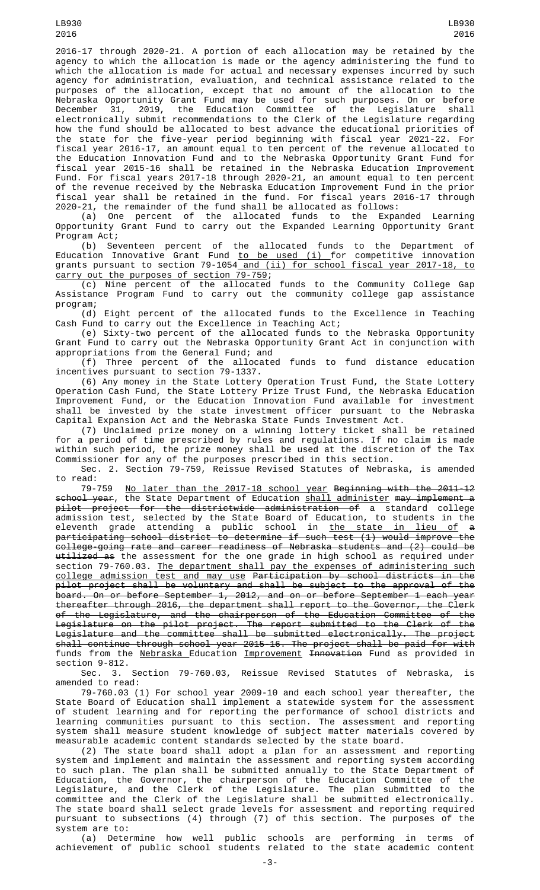2016-17 through 2020-21. A portion of each allocation may be retained by the agency to which the allocation is made or the agency administering the fund to which the allocation is made for actual and necessary expenses incurred by such agency for administration, evaluation, and technical assistance related to the purposes of the allocation, except that no amount of the allocation to the Nebraska Opportunity Grant Fund may be used for such purposes. On or before December 31, 2019, the Education Committee of the Legislature shall electronically submit recommendations to the Clerk of the Legislature regarding how the fund should be allocated to best advance the educational priorities of the state for the five-year period beginning with fiscal year 2021-22. For fiscal year 2016-17, an amount equal to ten percent of the revenue allocated to the Education Innovation Fund and to the Nebraska Opportunity Grant Fund for fiscal year 2015-16 shall be retained in the Nebraska Education Improvement Fund. For fiscal years 2017-18 through 2020-21, an amount equal to ten percent of the revenue received by the Nebraska Education Improvement Fund in the prior fiscal year shall be retained in the fund. For fiscal years 2016-17 through 2020-21, the remainder of the fund shall be allocated as follows:

(a) One percent of the allocated funds to the Expanded Learning Opportunity Grant Fund to carry out the Expanded Learning Opportunity Grant Program Act;

(b) Seventeen percent of the allocated funds to the Department of Education Innovative Grant Fund to be used (i) for competitive innovation grants pursuant to section 79-1054 and (ii) for school fiscal year 2017-18, to carry out the purposes of section 79-759;

(c) Nine percent of the allocated funds to the Community College Gap Assistance Program Fund to carry out the community college gap assistance program;

(d) Eight percent of the allocated funds to the Excellence in Teaching Cash Fund to carry out the Excellence in Teaching Act;

(e) Sixty-two percent of the allocated funds to the Nebraska Opportunity Grant Fund to carry out the Nebraska Opportunity Grant Act in conjunction with appropriations from the General Fund; and

(f) Three percent of the allocated funds to fund distance education incentives pursuant to section 79-1337.

(6) Any money in the State Lottery Operation Trust Fund, the State Lottery Operation Cash Fund, the State Lottery Prize Trust Fund, the Nebraska Education Improvement Fund, or the Education Innovation Fund available for investment shall be invested by the state investment officer pursuant to the Nebraska Capital Expansion Act and the Nebraska State Funds Investment Act.

(7) Unclaimed prize money on a winning lottery ticket shall be retained for a period of time prescribed by rules and regulations. If no claim is made within such period, the prize money shall be used at the discretion of the Tax Commissioner for any of the purposes prescribed in this section.

Sec. 2. Section 79-759, Reissue Revised Statutes of Nebraska, is amended to read:

79-759 No later than the 2017-18 school year ~~Beginning with the 2011-12 school year~~, the State Department of Education shall administer ~~may implement a pilot project for the districtwide administration of~~ a standard college admission test, selected by the State Board of Education, to students in the eleventh grade attending a public school in the state in lieu of ~~a participating school district to determine if such test (1) would improve the college-going rate and career readiness of Nebraska students and (2) could be utilized as~~ the assessment for the one grade in high school as required under section 79-760.03. The department shall pay the expenses of administering such college admission test and may use ~~Participation by school districts in the pilot project shall be voluntary and shall be subject to the approval of the board. On or before September 1, 2012, and on or before September 1 each year thereafter through 2016, the department shall report to the Governor, the Clerk of the Legislature, and the chairperson of the Education Committee of the Legislature on the pilot project. The report submitted to the Clerk of the Legislature and the committee shall be submitted electronically. The project shall continue through school year 2015-16. The project shall be paid for with~~ funds from the Nebraska Education Improvement ~~Innovation~~ Fund as provided in section 9-812.

Sec. 3. Section 79-760.03, Reissue Revised Statutes of Nebraska, is amended to read:

79-760.03 (1) For school year 2009-10 and each school year thereafter, the State Board of Education shall implement a statewide system for the assessment of student learning and for reporting the performance of school districts and learning communities pursuant to this section. The assessment and reporting system shall measure student knowledge of subject matter materials covered by measurable academic content standards selected by the state board.

(2) The state board shall adopt a plan for an assessment and reporting system and implement and maintain the assessment and reporting system according to such plan. The plan shall be submitted annually to the State Department of Education, the Governor, the chairperson of the Education Committee of the Legislature, and the Clerk of the Legislature. The plan submitted to the committee and the Clerk of the Legislature shall be submitted electronically. The state board shall select grade levels for assessment and reporting required pursuant to subsections (4) through (7) of this section. The purposes of the system are to:

(a) Determine how well public schools are performing in terms of achievement of public school students related to the state academic content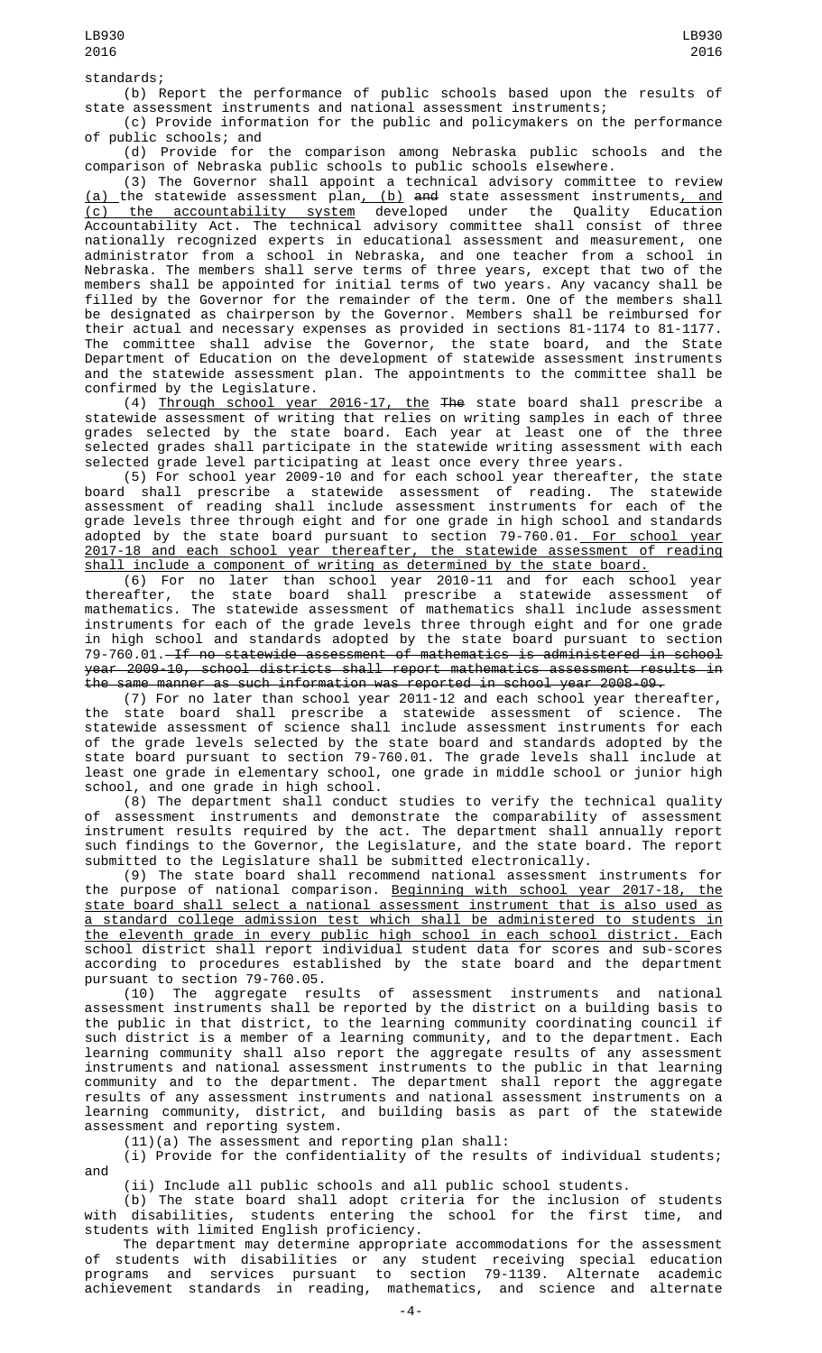standards;

(b) Report the performance of public schools based upon the results of state assessment instruments and national assessment instruments;

(c) Provide information for the public and policymakers on the performance of public schools; and

(d) Provide for the comparison among Nebraska public schools and the comparison of Nebraska public schools to public schools elsewhere.

(3) The Governor shall appoint a technical advisory committee to review (a) the statewide assessment plan, (b) ~~and~~ state assessment instruments, and (c) the accountability system developed under the Quality Education Accountability Act. The technical advisory committee shall consist of three nationally recognized experts in educational assessment and measurement, one administrator from a school in Nebraska, and one teacher from a school in Nebraska. The members shall serve terms of three years, except that two of the members shall be appointed for initial terms of two years. Any vacancy shall be filled by the Governor for the remainder of the term. One of the members shall be designated as chairperson by the Governor. Members shall be reimbursed for their actual and necessary expenses as provided in sections 81-1174 to 81-1177. The committee shall advise the Governor, the state board, and the State Department of Education on the development of statewide assessment instruments and the statewide assessment plan. The appointments to the committee shall be confirmed by the Legislature.

(4) Through school year 2016-17, the ~~The~~ state board shall prescribe a statewide assessment of writing that relies on writing samples in each of three grades selected by the state board. Each year at least one of the three selected grades shall participate in the statewide writing assessment with each selected grade level participating at least once every three years.

(5) For school year 2009-10 and for each school year thereafter, the state board shall prescribe a statewide assessment of reading. The statewide assessment of reading shall include assessment instruments for each of the grade levels three through eight and for one grade in high school and standards adopted by the state board pursuant to section 79-760.01. For school year 2017-18 and each school year thereafter, the statewide assessment of reading shall include a component of writing as determined by the state board.

(6) For no later than school year 2010-11 and for each school year thereafter, the state board shall prescribe a statewide assessment of mathematics. The statewide assessment of mathematics shall include assessment instruments for each of the grade levels three through eight and for one grade in high school and standards adopted by the state board pursuant to section 79-760.01. ~~If no statewide assessment of mathematics is administered in school year 2009-10, school districts shall report mathematics assessment results in the same manner as such information was reported in school year 2008-09.~~

(7) For no later than school year 2011-12 and each school year thereafter, the state board shall prescribe a statewide assessment of science. The statewide assessment of science shall include assessment instruments for each of the grade levels selected by the state board and standards adopted by the state board pursuant to section 79-760.01. The grade levels shall include at least one grade in elementary school, one grade in middle school or junior high school, and one grade in high school.

(8) The department shall conduct studies to verify the technical quality of assessment instruments and demonstrate the comparability of assessment instrument results required by the act. The department shall annually report such findings to the Governor, the Legislature, and the state board. The report submitted to the Legislature shall be submitted electronically.

(9) The state board shall recommend national assessment instruments for the purpose of national comparison. Beginning with school year 2017-18, the state board shall select a national assessment instrument that is also used as a standard college admission test which shall be administered to students in the eleventh grade in every public high school in each school district. Each school district shall report individual student data for scores and sub-scores according to procedures established by the state board and the department pursuant to section 79-760.05.

(10) The aggregate results of assessment instruments and national assessment instruments shall be reported by the district on a building basis to the public in that district, to the learning community coordinating council if such district is a member of a learning community, and to the department. Each learning community shall also report the aggregate results of any assessment instruments and national assessment instruments to the public in that learning community and to the department. The department shall report the aggregate results of any assessment instruments and national assessment instruments on a learning community, district, and building basis as part of the statewide assessment and reporting system.

(11)(a) The assessment and reporting plan shall:

(i) Provide for the confidentiality of the results of individual students; and

(ii) Include all public schools and all public school students.

(b) The state board shall adopt criteria for the inclusion of students with disabilities, students entering the school for the first time, and students with limited English proficiency.

The department may determine appropriate accommodations for the assessment of students with disabilities or any student receiving special education programs and services pursuant to section 79-1139. Alternate academic achievement standards in reading, mathematics, and science and alternate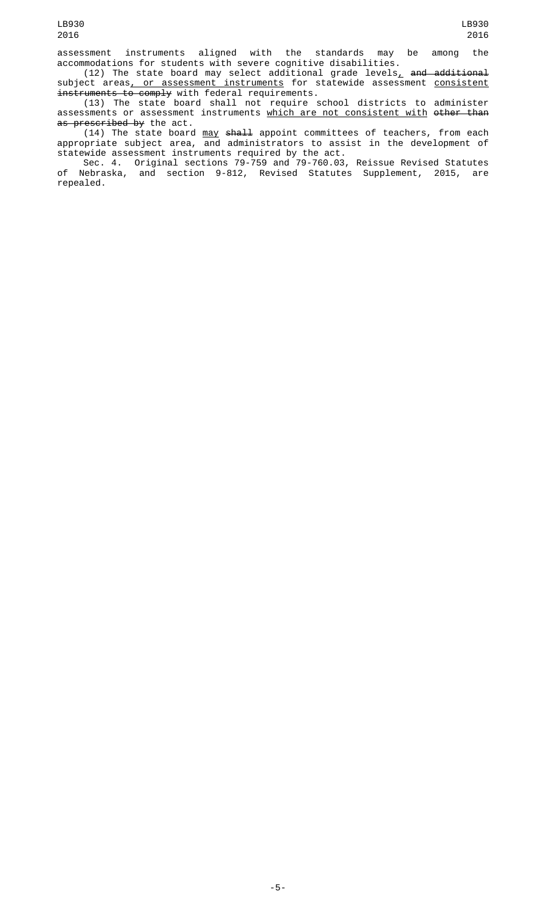assessment instruments aligned with the standards may be among the accommodations for students with severe cognitive disabilities.

(12) The state board may select additional grade levels, ~~and additional~~ subject areas, or assessment instruments for statewide assessment consistent ~~instruments to comply~~ with federal requirements.

(13) The state board shall not require school districts to administer assessments or assessment instruments which are not consistent with ~~other than as prescribed by~~ the act.

(14) The state board may ~~shall~~ appoint committees of teachers, from each appropriate subject area, and administrators to assist in the development of statewide assessment instruments required by the act.

Sec. 4. Original sections 79-759 and 79-760.03, Reissue Revised Statutes of Nebraska, and section 9-812, Revised Statutes Supplement, 2015, are repealed.